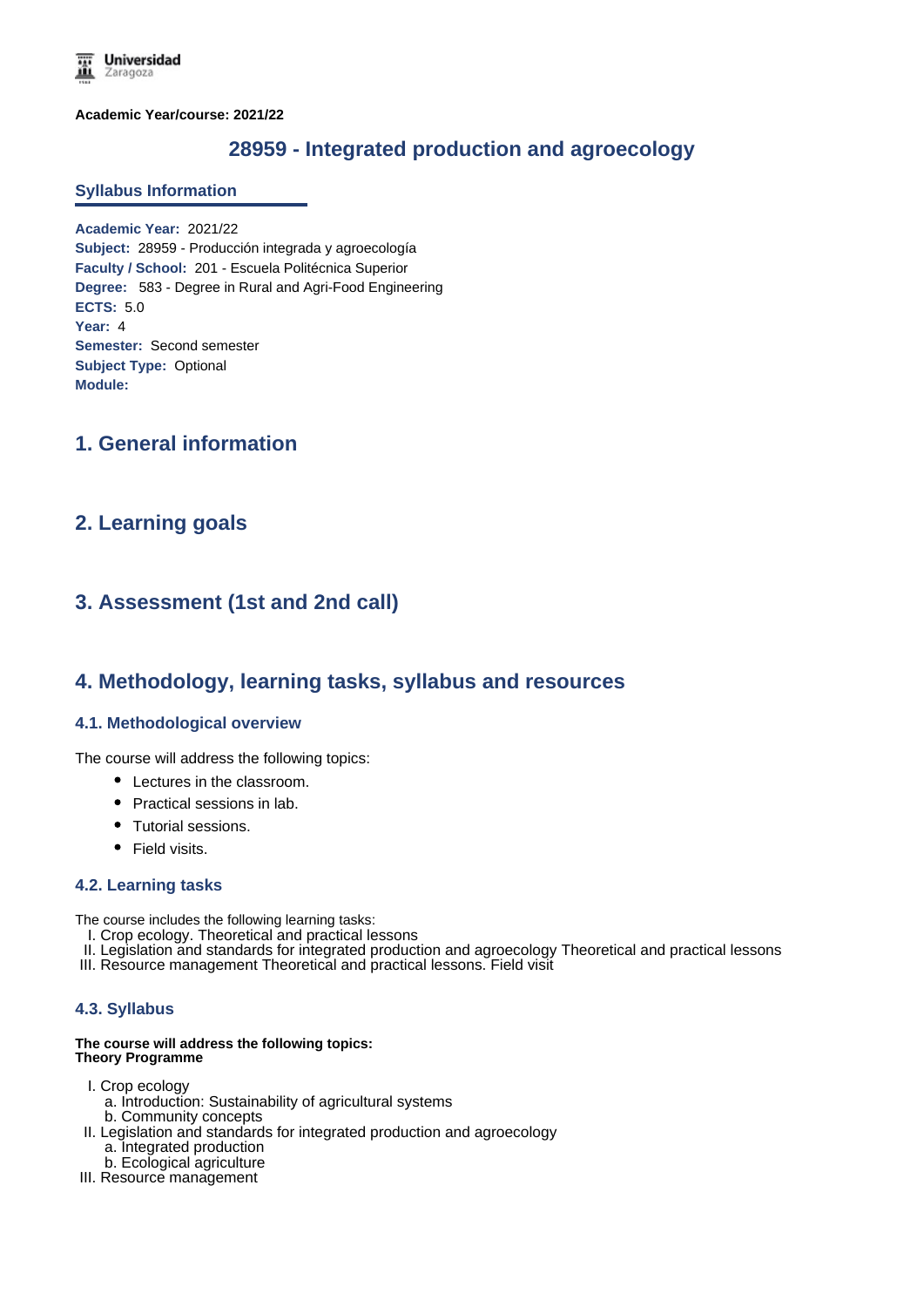**Academic Year/course: 2021/22**

# 28959 - Integrated production and agroecology

## Syllabus Information

**Academic Year:** 2021/22
**Subject:** 28959 - Producción integrada y agroecología
**Faculty / School:** 201 - Escuela Politécnica Superior
**Degree:** 583 - Degree in Rural and Agri-Food Engineering
**ECTS:** 5.0
**Year:** 4
**Semester:** Second semester
**Subject Type:** Optional
**Module:**

## 1. General information

## 2. Learning goals

## 3. Assessment (1st and 2nd call)

## 4. Methodology, learning tasks, syllabus and resources

### 4.1. Methodological overview

The course will address the following topics:

- Lectures in the classroom.
- Practical sessions in lab.
- Tutorial sessions.
- Field visits.

### 4.2. Learning tasks

The course includes the following learning tasks:

I. Crop ecology. Theoretical and practical lessons
II. Legislation and standards for integrated production and agroecology Theoretical and practical lessons
III. Resource management Theoretical and practical lessons. Field visit

### 4.3. Syllabus

**The course will address the following topics:**
**Theory Programme**

I. Crop ecology
   a. Introduction: Sustainability of agricultural systems
   b. Community concepts
II. Legislation and standards for integrated production and agroecology
   a. Integrated production
   b. Ecological agriculture
III. Resource management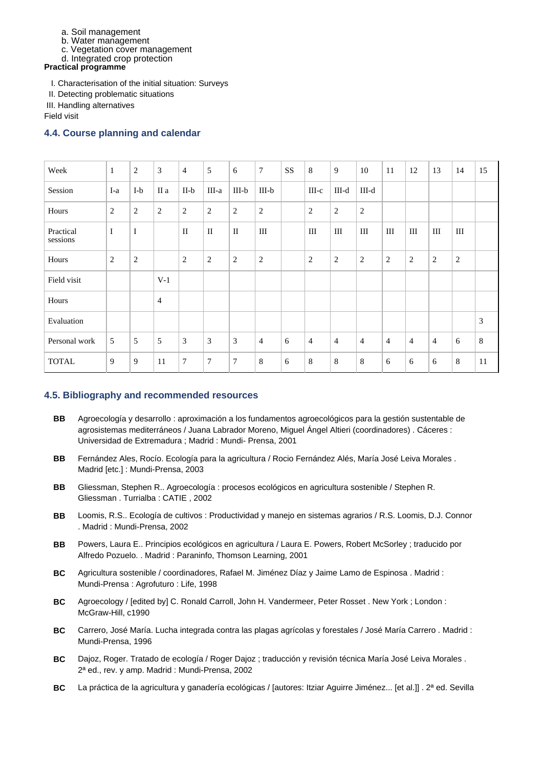a. Soil management
b. Water management
c. Vegetation cover management
d. Integrated crop protection

**Practical programme**

I. Characterisation of the initial situation: Surveys
II. Detecting problematic situations
III. Handling alternatives
Field visit

### 4.4. Course planning and calendar

| Week | 1 | 2 | 3 | 4 | 5 | 6 | 7 | SS | 8 | 9 | 10 | 11 | 12 | 13 | 14 | 15 |
|---|---|---|---|---|---|---|---|---|---|---|---|---|---|---|---|---|
| Session | I-a | I-b | II a | II-b | III-a | III-b | III-b | | III-c | III-d | III-d | | | | | |
| Hours | 2 | 2 | 2 | 2 | 2 | 2 | 2 | | 2 | 2 | 2 | | | | | |
| Practical sessions | I | I | | II | II | II | III | | III | III | III | III | III | III | III | |
| Hours | 2 | 2 | | 2 | 2 | 2 | 2 | | 2 | 2 | 2 | 2 | 2 | 2 | 2 | |
| Field visit | | | V-1 | | | | | | | | | | | | | |
| Hours | | | 4 | | | | | | | | | | | | | |
| Evaluation | | | | | | | | | | | | | | | | 3 |
| Personal work | 5 | 5 | 5 | 3 | 3 | 3 | 4 | 6 | 4 | 4 | 4 | 4 | 4 | 4 | 6 | 8 |
| TOTAL | 9 | 9 | 11 | 7 | 7 | 7 | 8 | 6 | 8 | 8 | 8 | 6 | 6 | 6 | 8 | 11 |

### 4.5. Bibliography and recommended resources

**BB** Agroecología y desarrollo : aproximación a los fundamentos agroecológicos para la gestión sustentable de agrosistemas mediterráneos / Juana Labrador Moreno, Miguel Ángel Altieri (coordinadores) . Cáceres : Universidad de Extremadura ; Madrid : Mundi- Prensa, 2001

**BB** Fernández Ales, Rocío. Ecología para la agricultura / Rocio Fernández Alés, María José Leiva Morales . Madrid [etc.] : Mundi-Prensa, 2003

**BB** Gliessman, Stephen R.. Agroecología : procesos ecológicos en agricultura sostenible / Stephen R. Gliessman . Turrialba : CATIE , 2002

**BB** Loomis, R.S.. Ecología de cultivos : Productividad y manejo en sistemas agrarios / R.S. Loomis, D.J. Connor . Madrid : Mundi-Prensa, 2002

**BB** Powers, Laura E.. Principios ecológicos en agricultura / Laura E. Powers, Robert McSorley ; traducido por Alfredo Pozuelo. . Madrid : Paraninfo, Thomson Learning, 2001

**BC** Agricultura sostenible / coordinadores, Rafael M. Jiménez Díaz y Jaime Lamo de Espinosa . Madrid : Mundi-Prensa : Agrofuturo : Life, 1998

**BC** Agroecology / [edited by] C. Ronald Carroll, John H. Vandermeer, Peter Rosset . New York ; London : McGraw-Hill, c1990

**BC** Carrero, José María. Lucha integrada contra las plagas agrícolas y forestales / José María Carrero . Madrid : Mundi-Prensa, 1996

**BC** Dajoz, Roger. Tratado de ecología / Roger Dajoz ; traducción y revisión técnica María José Leiva Morales . 2ª ed., rev. y amp. Madrid : Mundi-Prensa, 2002

**BC** La práctica de la agricultura y ganadería ecológicas / [autores: Itziar Aguirre Jiménez... [et al.]] . 2ª ed. Sevilla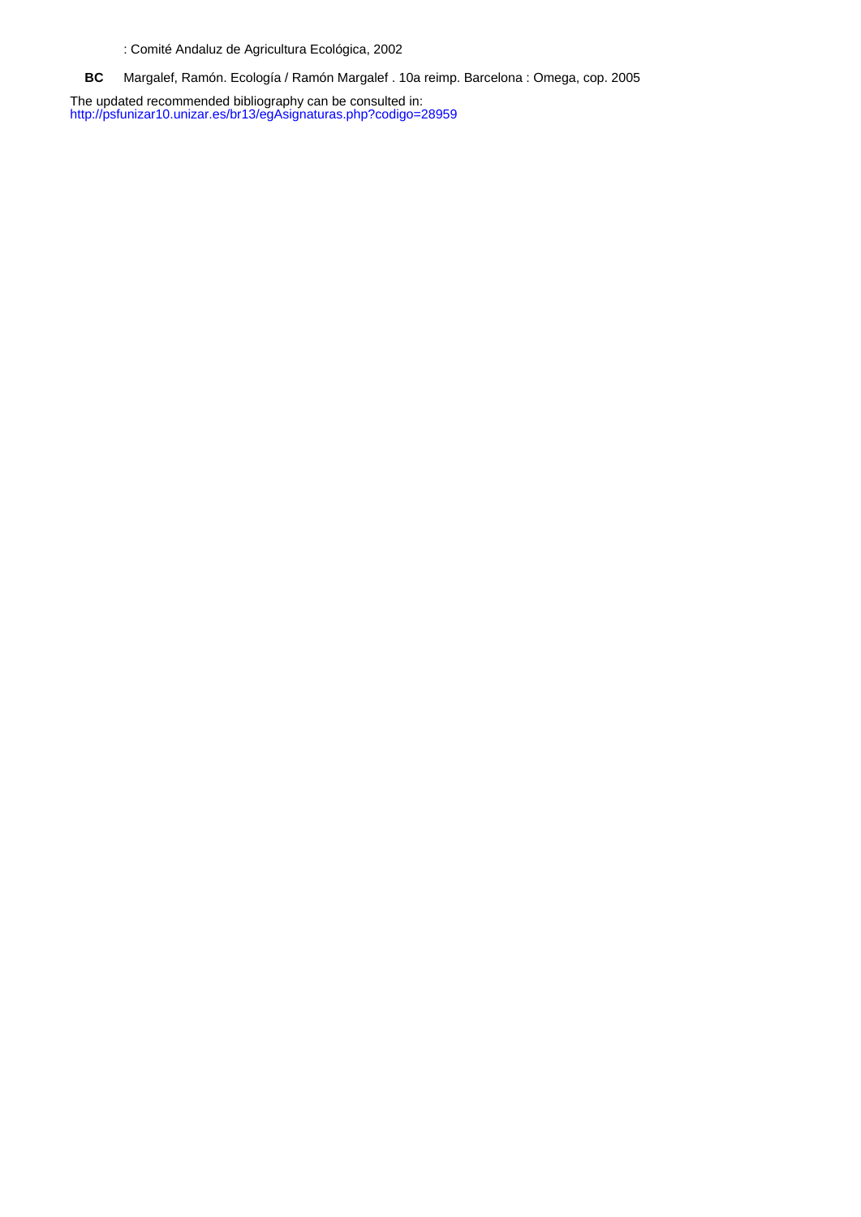: Comité Andaluz de Agricultura Ecológica, 2002

**BC** Margalef, Ramón. Ecología / Ramón Margalef . 10a reimp. Barcelona : Omega, cop. 2005

The updated recommended bibliography can be consulted in:
http://psfunizar10.unizar.es/br13/egAsignaturas.php?codigo=28959